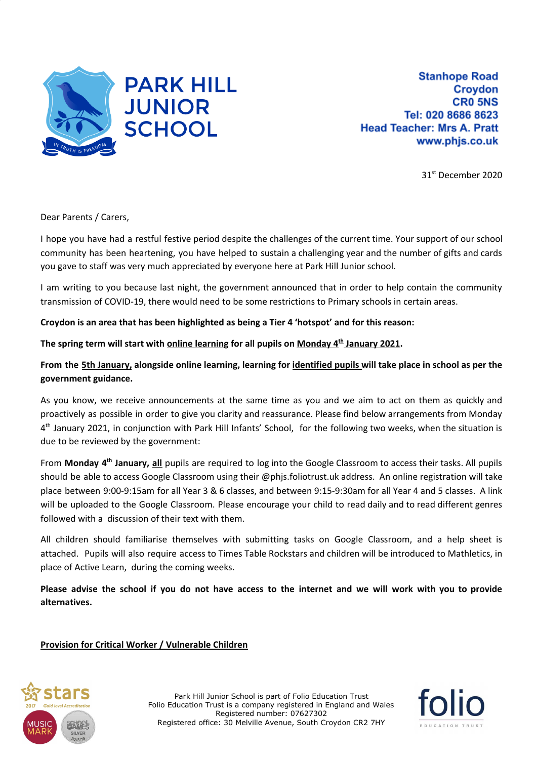# PARK HILL JUNIOR SCHOOL

**Stanhope Road**
**Croydon**
**CR0 5NS**
**Tel: 020 8686 8623**
**Head Teacher: Mrs A. Pratt**
**www.phjs.co.uk**

31st December 2020

Dear Parents / Carers,

I hope you have had a restful festive period despite the challenges of the current time. Your support of our school community has been heartening, you have helped to sustain a challenging year and the number of gifts and cards you gave to staff was very much appreciated by everyone here at Park Hill Junior school.

I am writing to you because last night, the government announced that in order to help contain the community transmission of COVID-19, there would need to be some restrictions to Primary schools in certain areas.

**Croydon is an area that has been highlighted as being a Tier 4 'hotspot' and for this reason:**

**The spring term will start with online learning for all pupils on Monday 4th January 2021.**

**From the 5th January, alongside online learning, learning for identified pupils will take place in school as per the government guidance.**

As you know, we receive announcements at the same time as you and we aim to act on them as quickly and proactively as possible in order to give you clarity and reassurance. Please find below arrangements from Monday 4th January 2021, in conjunction with Park Hill Infants' School, for the following two weeks, when the situation is due to be reviewed by the government:

From **Monday 4th January, all** pupils are required to log into the Google Classroom to access their tasks. All pupils should be able to access Google Classroom using their @phjs.foliotrust.uk address. An online registration will take place between 9:00-9:15am for all Year 3 & 6 classes, and between 9:15-9:30am for all Year 4 and 5 classes. A link will be uploaded to the Google Classroom. Please encourage your child to read daily and to read different genres followed with a discussion of their text with them.

All children should familiarise themselves with submitting tasks on Google Classroom, and a help sheet is attached. Pupils will also require access to Times Table Rockstars and children will be introduced to Mathletics, in place of Active Learn, during the coming weeks.

**Please advise the school if you do not have access to the internet and we will work with you to provide alternatives.**

**Provision for Critical Worker / Vulnerable Children**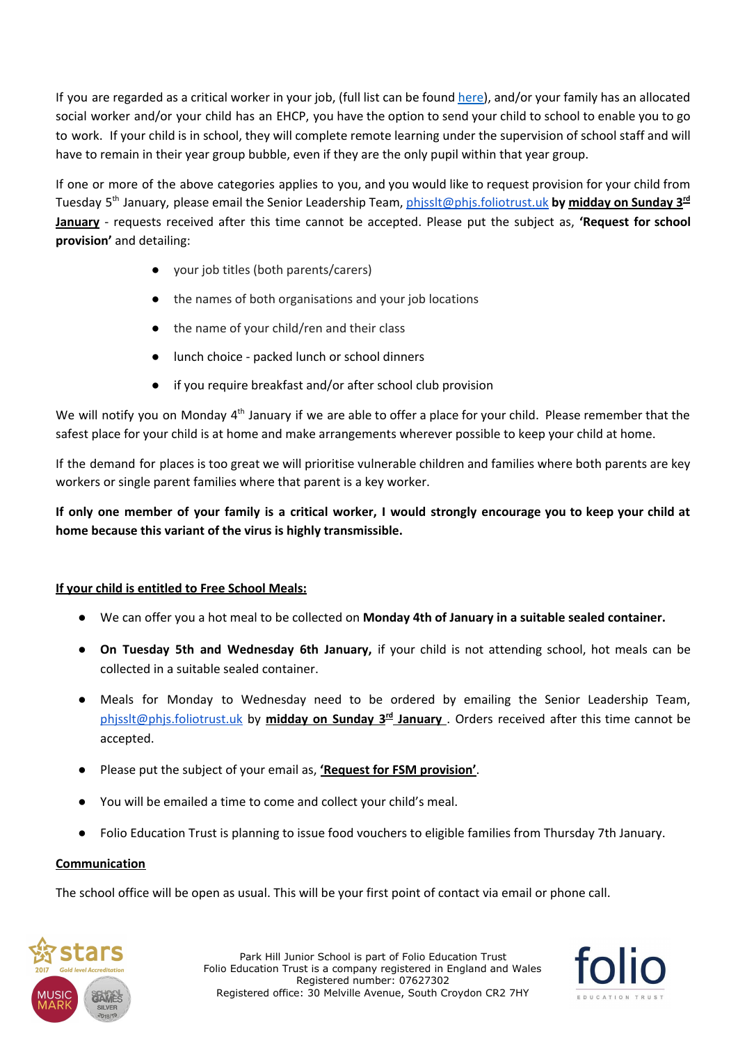If you are regarded as a critical worker in your job, (full list can be found [here](here)), and/or your family has an allocated social worker and/or your child has an EHCP, you have the option to send your child to school to enable you to go to work. If your child is in school, they will complete remote learning under the supervision of school staff and will have to remain in their year group bubble, even if they are the only pupil within that year group.

If one or more of the above categories applies to you, and you would like to request provision for your child from Tuesday 5th January, please email the Senior Leadership Team, phjsslt@phjs.foliotrust.uk **by midday on Sunday 3rd January** - requests received after this time cannot be accepted. Please put the subject as, **'Request for school provision'** and detailing:

- your job titles (both parents/carers)
- the names of both organisations and your job locations
- the name of your child/ren and their class
- lunch choice - packed lunch or school dinners
- if you require breakfast and/or after school club provision

We will notify you on Monday 4th January if we are able to offer a place for your child. Please remember that the safest place for your child is at home and make arrangements wherever possible to keep your child at home.

If the demand for places is too great we will prioritise vulnerable children and families where both parents are key workers or single parent families where that parent is a key worker.

**If only one member of your family is a critical worker, I would strongly encourage you to keep your child at home because this variant of the virus is highly transmissible.**

**If your child is entitled to Free School Meals:**

- We can offer you a hot meal to be collected on **Monday 4th of January in a suitable sealed container.**
- **On Tuesday 5th and Wednesday 6th January,** if your child is not attending school, hot meals can be collected in a suitable sealed container.
- Meals for Monday to Wednesday need to be ordered by emailing the Senior Leadership Team, phjsslt@phjs.foliotrust.uk by **midday on Sunday 3rd January**. Orders received after this time cannot be accepted.
- Please put the subject of your email as, **'Request for FSM provision'**.
- You will be emailed a time to come and collect your child's meal.
- Folio Education Trust is planning to issue food vouchers to eligible families from Thursday 7th January.

**Communication**

The school office will be open as usual. This will be your first point of contact via email or phone call.

Park Hill Junior School is part of Folio Education Trust
Folio Education Trust is a company registered in England and Wales
Registered number: 07627302
Registered office: 30 Melville Avenue, South Croydon CR2 7HY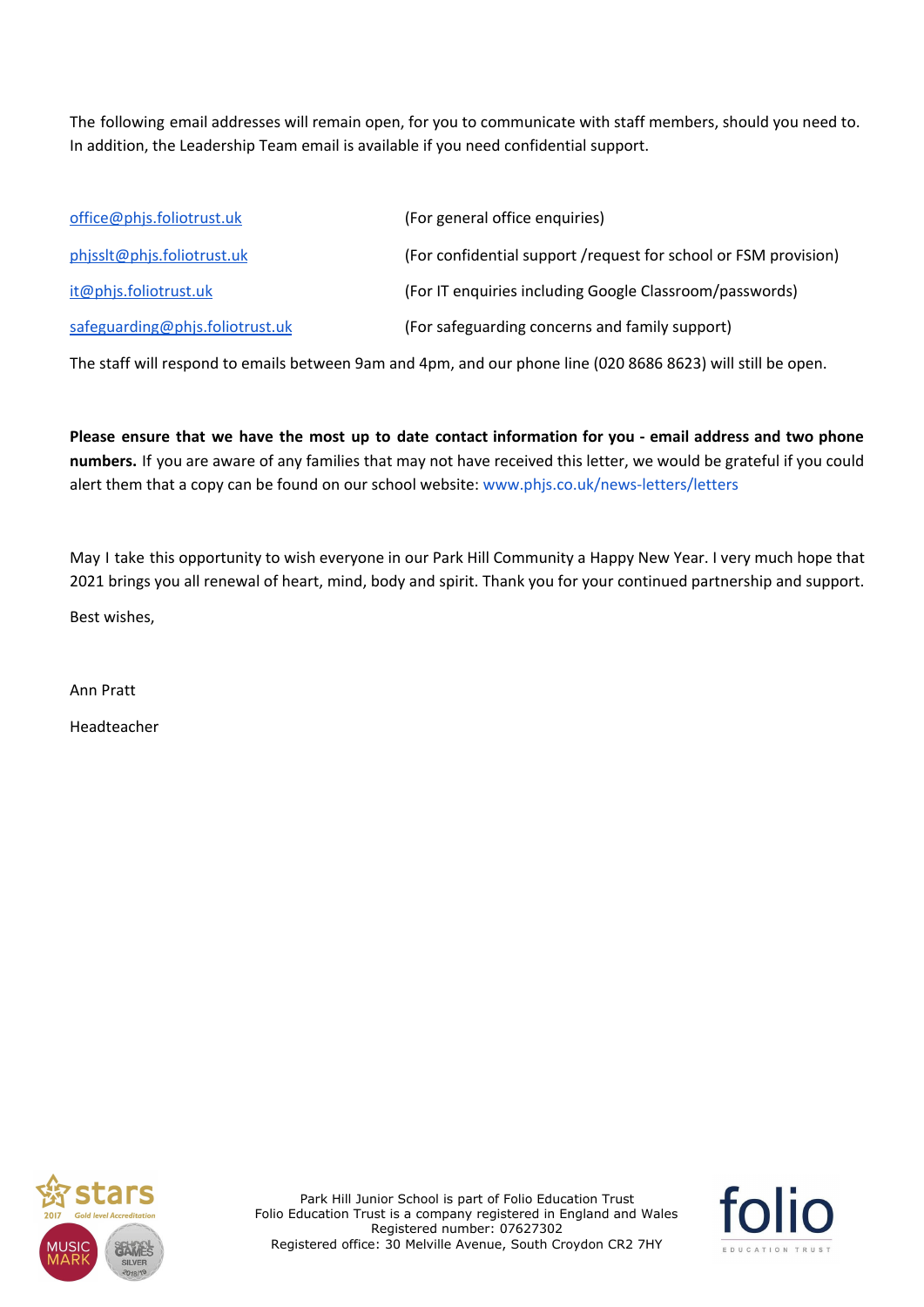The following email addresses will remain open, for you to communicate with staff members, should you need to. In addition, the Leadership Team email is available if you need confidential support.

| | |
|---|---|
| office@phjs.foliotrust.uk | (For general office enquiries) |
| phjsslt@phjs.foliotrust.uk | (For confidential support /request for school or FSM provision) |
| it@phjs.foliotrust.uk | (For IT enquiries including Google Classroom/passwords) |
| safeguarding@phjs.foliotrust.uk | (For safeguarding concerns and family support) |

The staff will respond to emails between 9am and 4pm, and our phone line (020 8686 8623) will still be open.

**Please ensure that we have the most up to date contact information for you - email address and two phone numbers.** If you are aware of any families that may not have received this letter, we would be grateful if you could alert them that a copy can be found on our school website: www.phjs.co.uk/news-letters/letters

May I take this opportunity to wish everyone in our Park Hill Community a Happy New Year. I very much hope that 2021 brings you all renewal of heart, mind, body and spirit. Thank you for your continued partnership and support.

Best wishes,

Ann Pratt

Headteacher

Park Hill Junior School is part of Folio Education Trust
Folio Education Trust is a company registered in England and Wales
Registered number: 07627302
Registered office: 30 Melville Avenue, South Croydon CR2 7HY